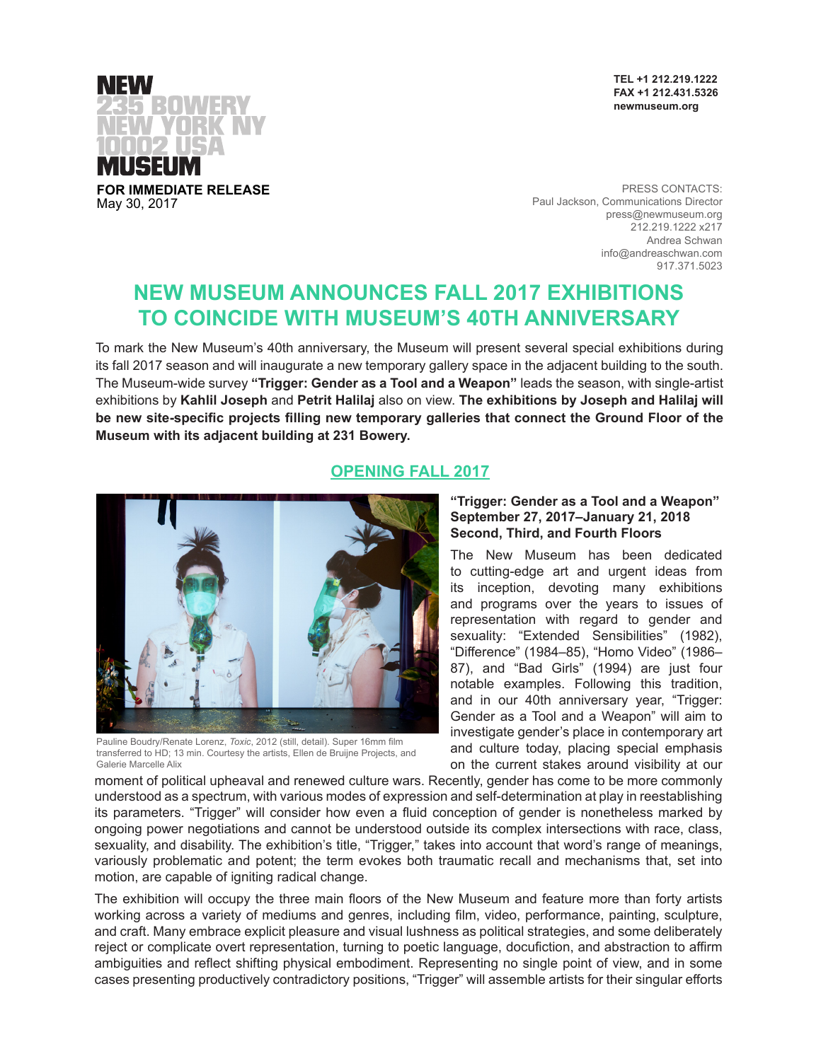NEW
235 BOWERY
NEW YORK NY
10002 USA
MUSEUM

TEL +1 212.219.1222
FAX +1 212.431.5326
newmuseum.org

**FOR IMMEDIATE RELEASE**
May 30, 2017

PRESS CONTACTS:
Paul Jackson, Communications Director
press@newmuseum.org
212.219.1222 x217
Andrea Schwan
info@andreaschwan.com
917.371.5023

# NEW MUSEUM ANNOUNCES FALL 2017 EXHIBITIONS TO COINCIDE WITH MUSEUM'S 40TH ANNIVERSARY

To mark the New Museum's 40th anniversary, the Museum will present several special exhibitions during its fall 2017 season and will inaugurate a new temporary gallery space in the adjacent building to the south. The Museum-wide survey **"Trigger: Gender as a Tool and a Weapon"** leads the season, with single-artist exhibitions by **Kahlil Joseph** and **Petrit Halilaj** also on view. **The exhibitions by Joseph and Halilaj will be new site-specific projects filling new temporary galleries that connect the Ground Floor of the Museum with its adjacent building at 231 Bowery.**

## OPENING FALL 2017

Pauline Boudry/Renate Lorenz, *Toxic*, 2012 (still, detail). Super 16mm film transferred to HD; 13 min. Courtesy the artists, Ellen de Bruijne Projects, and Galerie Marcelle Alix

### "Trigger: Gender as a Tool and a Weapon"
**September 27, 2017–January 21, 2018**
**Second, Third, and Fourth Floors**

The New Museum has been dedicated to cutting-edge art and urgent ideas from its inception, devoting many exhibitions and programs over the years to issues of gender and representation with regard to gender and sexuality: "Extended Sensibilities" (1982), "Difference" (1984–85), "Homo Video" (1986–87), and "Bad Girls" (1994) are just four notable examples. Following this tradition, and in our 40th anniversary year, "Trigger: Gender as a Tool and a Weapon" will aim to investigate gender's place in contemporary art and culture today, placing special emphasis on the current stakes around visibility at our moment of political upheaval and renewed culture wars. Recently, gender has come to be more commonly understood as a spectrum, with various modes of expression and self-determination at play in reestablishing its parameters. "Trigger" will consider how even a fluid conception of gender is nonetheless marked by ongoing power negotiations and cannot be understood outside its complex intersections with race, class, sexuality, and disability. The exhibition's title, "Trigger," takes into account that word's range of meanings, variously problematic and potent; the term evokes both traumatic recall and mechanisms that, set into motion, are capable of igniting radical change.

The exhibition will occupy the three main floors of the New Museum and feature more than forty artists working across a variety of mediums and genres, including film, video, performance, painting, sculpture, and craft. Many embrace explicit pleasure and visual lushness as political strategies, and some deliberately reject or complicate overt representation, turning to poetic language, docufiction, and abstraction to affirm ambiguities and reflect shifting physical embodiment. Representing no single point of view, and in some cases presenting productively contradictory positions, "Trigger" will assemble artists for their singular efforts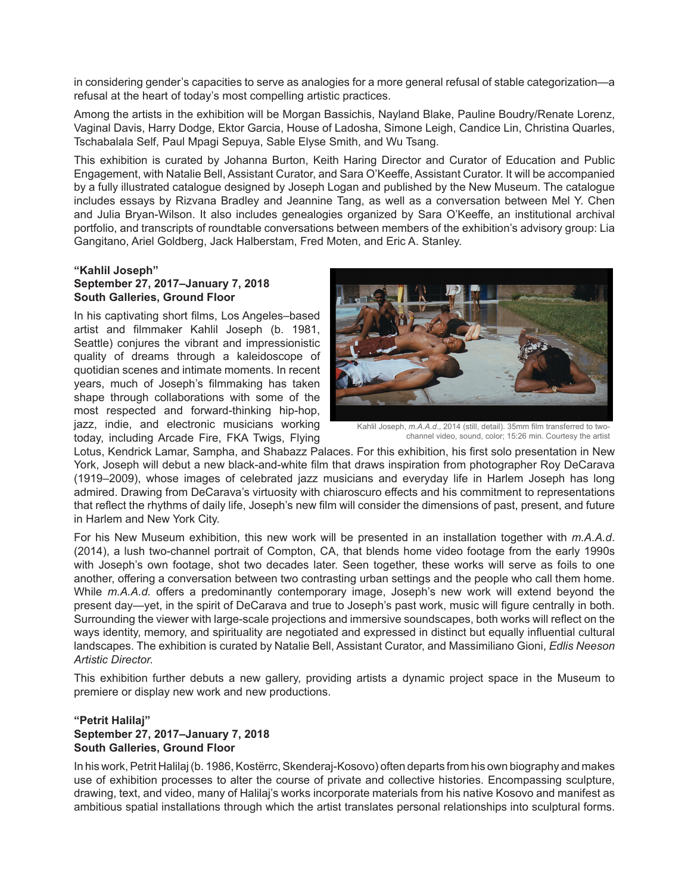in considering gender's capacities to serve as analogies for a more general refusal of stable categorization—a refusal at the heart of today's most compelling artistic practices.

Among the artists in the exhibition will be Morgan Bassichis, Nayland Blake, Pauline Boudry/Renate Lorenz, Vaginal Davis, Harry Dodge, Ektor Garcia, House of Ladosha, Simone Leigh, Candice Lin, Christina Quarles, Tschabalala Self, Paul Mpagi Sepuya, Sable Elyse Smith, and Wu Tsang.

This exhibition is curated by Johanna Burton, Keith Haring Director and Curator of Education and Public Engagement, with Natalie Bell, Assistant Curator, and Sara O'Keeffe, Assistant Curator. It will be accompanied by a fully illustrated catalogue designed by Joseph Logan and published by the New Museum. The catalogue includes essays by Rizvana Bradley and Jeannine Tang, as well as a conversation between Mel Y. Chen and Julia Bryan-Wilson. It also includes genealogies organized by Sara O'Keeffe, an institutional archival portfolio, and transcripts of roundtable conversations between members of the exhibition's advisory group: Lia Gangitano, Ariel Goldberg, Jack Halberstam, Fred Moten, and Eric A. Stanley.

**"Kahlil Joseph"**
**September 27, 2017–January 7, 2018**
**South Galleries, Ground Floor**

In his captivating short films, Los Angeles–based artist and filmmaker Kahlil Joseph (b. 1981, Seattle) conjures the vibrant and impressionistic quality of dreams through a kaleidoscope of quotidian scenes and intimate moments. In recent years, much of Joseph's filmmaking has taken shape through collaborations with some of the most respected and forward-thinking hip-hop, jazz, indie, and electronic musicians working today, including Arcade Fire, FKA Twigs, Flying Lotus, Kendrick Lamar, Sampha, and Shabazz Palaces. For this exhibition, his first solo presentation in New York, Joseph will debut a new black-and-white film that draws inspiration from photographer Roy DeCarava (1919–2009), whose images of celebrated jazz musicians and everyday life in Harlem Joseph has long admired. Drawing from DeCarava's virtuosity with chiaroscuro effects and his commitment to representations that reflect the rhythms of daily life, Joseph's new film will consider the dimensions of past, present, and future in Harlem and New York City.

Kahlil Joseph, *m.A.A.d.*, 2014 (still, detail). 35mm film transferred to two-channel video, sound, color; 15:26 min. Courtesy the artist

For his New Museum exhibition, this new work will be presented in an installation together with *m.A.A.d.* (2014), a lush two-channel portrait of Compton, CA, that blends home video footage from the early 1990s with Joseph's own footage, shot two decades later. Seen together, these works will serve as foils to one another, offering a conversation between two contrasting urban settings and the people who call them home. While *m.A.A.d.* offers a predominantly contemporary image, Joseph's new work will extend beyond the present day—yet, in the spirit of DeCarava and true to Joseph's past work, music will figure centrally in both. Surrounding the viewer with large-scale projections and immersive soundscapes, both works will reflect on the ways identity, memory, and spirituality are negotiated and expressed in distinct but equally influential cultural landscapes. The exhibition is curated by Natalie Bell, Assistant Curator, and Massimiliano Gioni, *Edlis Neeson Artistic Director.*

This exhibition further debuts a new gallery, providing artists a dynamic project space in the Museum to premiere or display new work and new productions.

**"Petrit Halilaj"**
**September 27, 2017–January 7, 2018**
**South Galleries, Ground Floor**

In his work, Petrit Halilaj (b. 1986, Kostërrc, Skenderaj-Kosovo) often departs from his own biography and makes use of exhibition processes to alter the course of private and collective histories. Encompassing sculpture, drawing, text, and video, many of Halilaj's works incorporate materials from his native Kosovo and manifest as ambitious spatial installations through which the artist translates personal relationships into sculptural forms.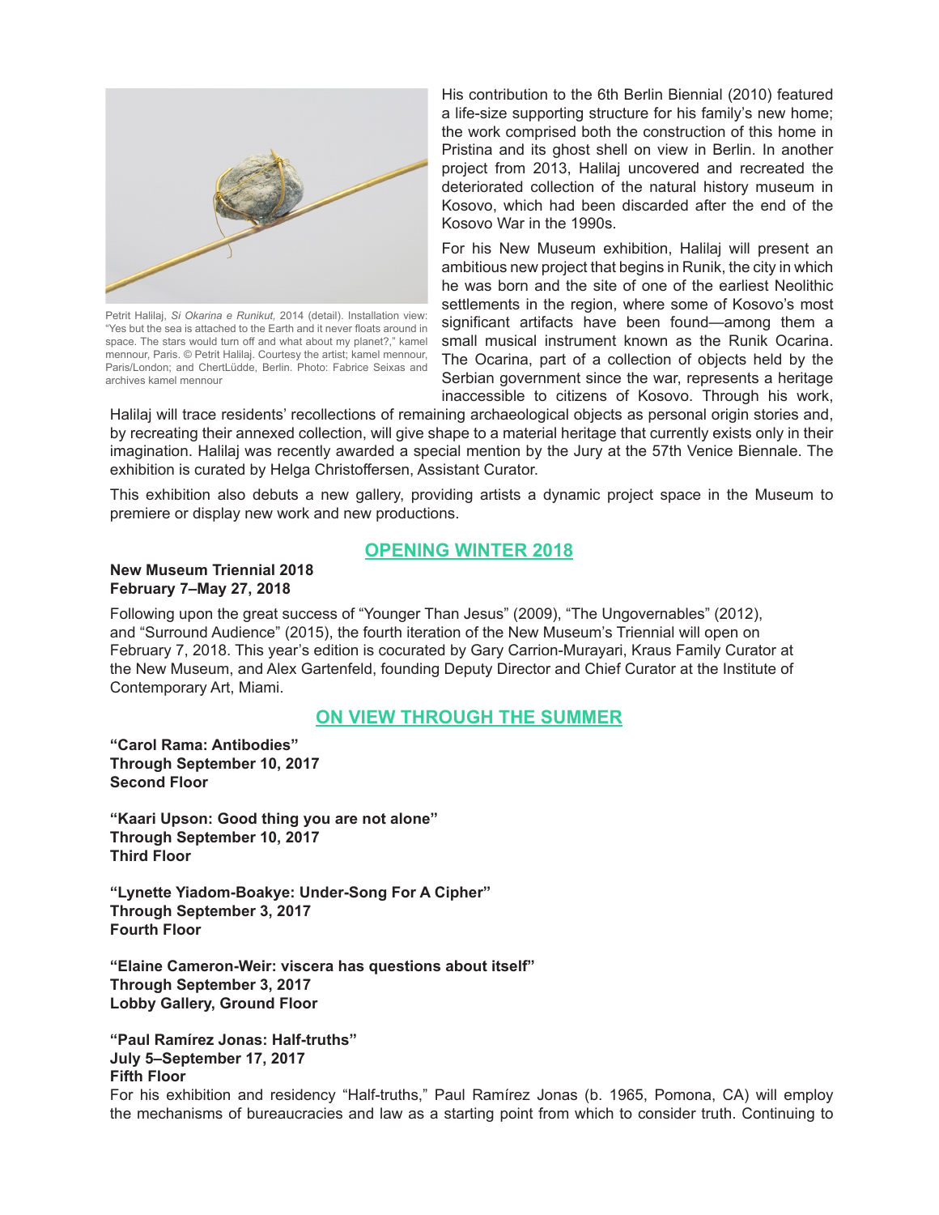Petrit Halilaj, *Si Okarina e Runikut,* 2014 (detail). Installation view: "Yes but the sea is attached to the Earth and it never floats around in space. The stars would turn off and what about my planet?," kamel mennour, Paris. © Petrit Halilaj. Courtesy the artist; kamel mennour, Paris/London; and ChertLüdde, Berlin. Photo: Fabrice Seixas and archives kamel mennour

His contribution to the 6th Berlin Biennial (2010) featured a life-size supporting structure for his family's new home; the work comprised both the construction of this home in Pristina and its ghost shell on view in Berlin. In another project from 2013, Halilaj uncovered and recreated the deteriorated collection of the natural history museum in Kosovo, which had been discarded after the end of the Kosovo War in the 1990s.

For his New Museum exhibition, Halilaj will present an ambitious new project that begins in Runik, the city in which he was born and the site of one of the earliest Neolithic settlements in the region, where some of Kosovo's most significant artifacts have been found—among them a small musical instrument known as the Runik Ocarina. The Ocarina, part of a collection of objects held by the Serbian government since the war, represents a heritage inaccessible to citizens of Kosovo. Through his work, Halilaj will trace residents' recollections of remaining archaeological objects as personal origin stories and, by recreating their annexed collection, will give shape to a material heritage that currently exists only in their imagination. Halilaj was recently awarded a special mention by the Jury at the 57th Venice Biennale. The exhibition is curated by Helga Christoffersen, Assistant Curator.

This exhibition also debuts a new gallery, providing artists a dynamic project space in the Museum to premiere or display new work and new productions.

## OPENING WINTER 2018

**New Museum Triennial 2018**
**February 7–May 27, 2018**

Following upon the great success of "Younger Than Jesus" (2009), "The Ungovernables" (2012), and "Surround Audience" (2015), the fourth iteration of the New Museum's Triennial will open on February 7, 2018. This year's edition is cocurated by Gary Carrion-Murayari, Kraus Family Curator at the New Museum, and Alex Gartenfeld, founding Deputy Director and Chief Curator at the Institute of Contemporary Art, Miami.

## ON VIEW THROUGH THE SUMMER

**"Carol Rama: Antibodies"**
**Through September 10, 2017**
**Second Floor**

**"Kaari Upson: Good thing you are not alone"**
**Through September 10, 2017**
**Third Floor**

**"Lynette Yiadom-Boakye: Under-Song For A Cipher"**
**Through September 3, 2017**
**Fourth Floor**

**"Elaine Cameron-Weir: viscera has questions about itself"**
**Through September 3, 2017**
**Lobby Gallery, Ground Floor**

**"Paul Ramírez Jonas: Half-truths"**
**July 5–September 17, 2017**
**Fifth Floor**
For his exhibition and residency "Half-truths," Paul Ramírez Jonas (b. 1965, Pomona, CA) will employ the mechanisms of bureaucracies and law as a starting point from which to consider truth. Continuing to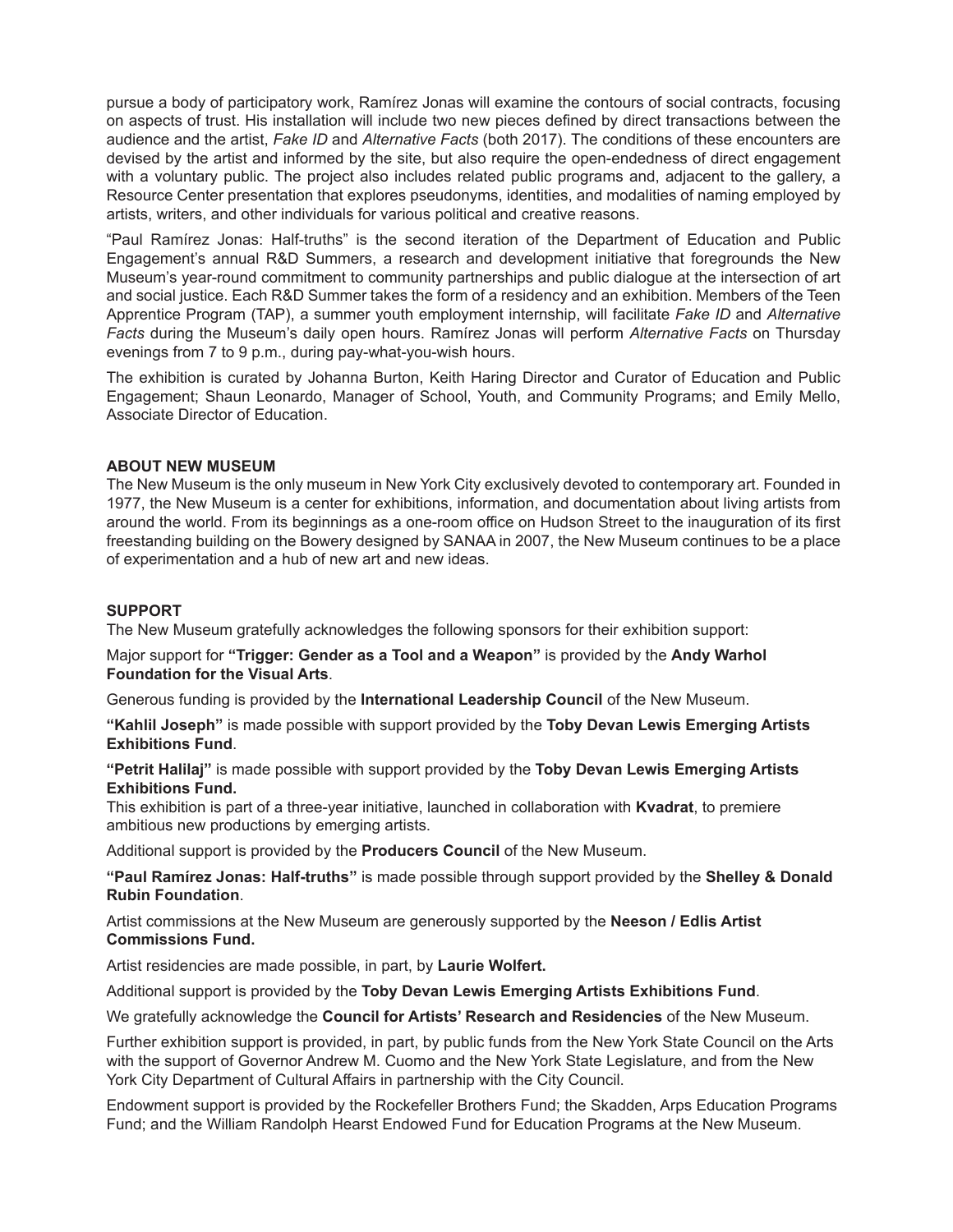pursue a body of participatory work, Ramírez Jonas will examine the contours of social contracts, focusing on aspects of trust. His installation will include two new pieces defined by direct transactions between the audience and the artist, *Fake ID* and *Alternative Facts* (both 2017). The conditions of these encounters are devised by the artist and informed by the site, but also require the open-endedness of direct engagement with a voluntary public. The project also includes related public programs and, adjacent to the gallery, a Resource Center presentation that explores pseudonyms, identities, and modalities of naming employed by artists, writers, and other individuals for various political and creative reasons.

"Paul Ramírez Jonas: Half-truths" is the second iteration of the Department of Education and Public Engagement's annual R&D Summers, a research and development initiative that foregrounds the New Museum's year-round commitment to community partnerships and public dialogue at the intersection of art and social justice. Each R&D Summer takes the form of a residency and an exhibition. Members of the Teen Apprentice Program (TAP), a summer youth employment internship, will facilitate *Fake ID* and *Alternative Facts* during the Museum's daily open hours. Ramírez Jonas will perform *Alternative Facts* on Thursday evenings from 7 to 9 p.m., during pay-what-you-wish hours.

The exhibition is curated by Johanna Burton, Keith Haring Director and Curator of Education and Public Engagement; Shaun Leonardo, Manager of School, Youth, and Community Programs; and Emily Mello, Associate Director of Education.

**ABOUT NEW MUSEUM**

The New Museum is the only museum in New York City exclusively devoted to contemporary art. Founded in 1977, the New Museum is a center for exhibitions, information, and documentation about living artists from around the world. From its beginnings as a one-room office on Hudson Street to the inauguration of its first freestanding building on the Bowery designed by SANAA in 2007, the New Museum continues to be a place of experimentation and a hub of new art and new ideas.

**SUPPORT**

The New Museum gratefully acknowledges the following sponsors for their exhibition support:

Major support for **"Trigger: Gender as a Tool and a Weapon"** is provided by the **Andy Warhol Foundation for the Visual Arts**.

Generous funding is provided by the **International Leadership Council** of the New Museum.

**"Kahlil Joseph"** is made possible with support provided by the **Toby Devan Lewis Emerging Artists Exhibitions Fund**.

**"Petrit Halilaj"** is made possible with support provided by the **Toby Devan Lewis Emerging Artists Exhibitions Fund.**
This exhibition is part of a three-year initiative, launched in collaboration with **Kvadrat**, to premiere ambitious new productions by emerging artists.

Additional support is provided by the **Producers Council** of the New Museum.

**"Paul Ramírez Jonas: Half-truths"** is made possible through support provided by the **Shelley & Donald Rubin Foundation**.

Artist commissions at the New Museum are generously supported by the **Neeson / Edlis Artist Commissions Fund.**

Artist residencies are made possible, in part, by **Laurie Wolfert.**

Additional support is provided by the **Toby Devan Lewis Emerging Artists Exhibitions Fund**.

We gratefully acknowledge the **Council for Artists' Research and Residencies** of the New Museum.

Further exhibition support is provided, in part, by public funds from the New York State Council on the Arts with the support of Governor Andrew M. Cuomo and the New York State Legislature, and from the New York City Department of Cultural Affairs in partnership with the City Council.

Endowment support is provided by the Rockefeller Brothers Fund; the Skadden, Arps Education Programs Fund; and the William Randolph Hearst Endowed Fund for Education Programs at the New Museum.